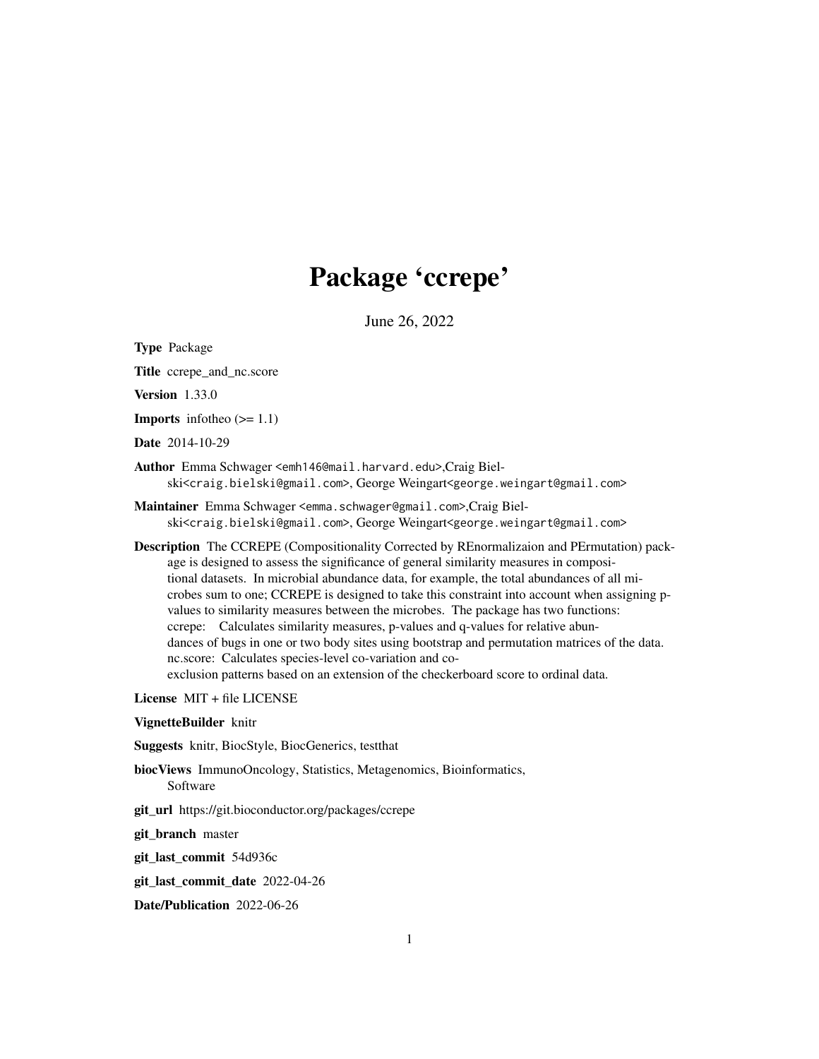# Package 'ccrepe'

June 26, 2022

**Type** Package

**Title** ccrepe_and_nc.score

**Version** 1.33.0

**Imports** infotheo (>= 1.1)

**Date** 2014-10-29

**Author** Emma Schwager <emh146@mail.harvard.edu>,Craig Bielski<craig.bielski@gmail.com>, George Weingart<george.weingart@gmail.com>

**Maintainer** Emma Schwager <emma.schwager@gmail.com>,Craig Bielski<craig.bielski@gmail.com>, George Weingart<george.weingart@gmail.com>

**Description** The CCREPE (Compositionality Corrected by REnormalizaion and PErmutation) package is designed to assess the significance of general similarity measures in compositional datasets. In microbial abundance data, for example, the total abundances of all microbes sum to one; CCREPE is designed to take this constraint into account when assigning p-values to similarity measures between the microbes. The package has two functions:
ccrepe: Calculates similarity measures, p-values and q-values for relative abundances of bugs in one or two body sites using bootstrap and permutation matrices of the data.
nc.score: Calculates species-level co-variation and co-exclusion patterns based on an extension of the checkerboard score to ordinal data.

**License** MIT + file LICENSE

**VignetteBuilder** knitr

**Suggests** knitr, BiocStyle, BiocGenerics, testthat

**biocViews** ImmunoOncology, Statistics, Metagenomics, Bioinformatics, Software

**git_url** https://git.bioconductor.org/packages/ccrepe

**git_branch** master

**git_last_commit** 54d936c

**git_last_commit_date** 2022-04-26

**Date/Publication** 2022-06-26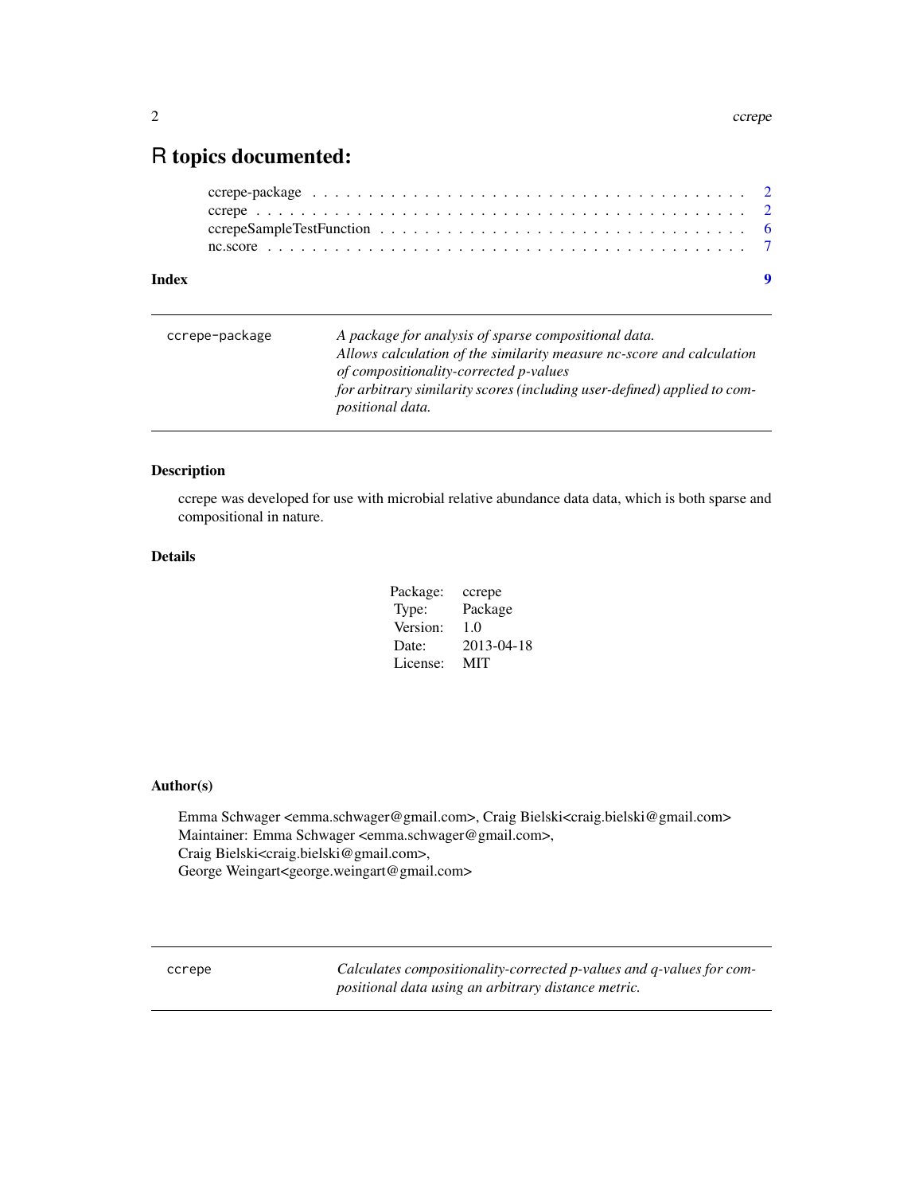# R topics documented:

ccrepe-package . . . . . . . . . . . . . . . . . . . . . . . . . . . . . . . . . . . . . . 2
ccrepe . . . . . . . . . . . . . . . . . . . . . . . . . . . . . . . . . . . . . . . . . . . 2
ccrepeSampleTestFunction . . . . . . . . . . . . . . . . . . . . . . . . . . . . . . . . 6
nc.score . . . . . . . . . . . . . . . . . . . . . . . . . . . . . . . . . . . . . . . . . . 7

**Index** **9**

---

`ccrepe-package` *A package for analysis of sparse compositional data. Allows calculation of the similarity measure nc-score and calculation of compositionality-corrected p-values for arbitrary similarity scores (including user-defined) applied to compositional data.*

---

### Description

ccrepe was developed for use with microbial relative abundance data data, which is both sparse and compositional in nature.

### Details

| | |
|---|---|
| Package: | ccrepe |
| Type: | Package |
| Version: | 1.0 |
| Date: | 2013-04-18 |
| License: | MIT |

### Author(s)

Emma Schwager <emma.schwager@gmail.com>, Craig Bielski<craig.bielski@gmail.com>
Maintainer: Emma Schwager <emma.schwager@gmail.com>,
Craig Bielski<craig.bielski@gmail.com>,
George Weingart<george.weingart@gmail.com>

---

`ccrepe` *Calculates compositionality-corrected p-values and q-values for compositional data using an arbitrary distance metric.*

---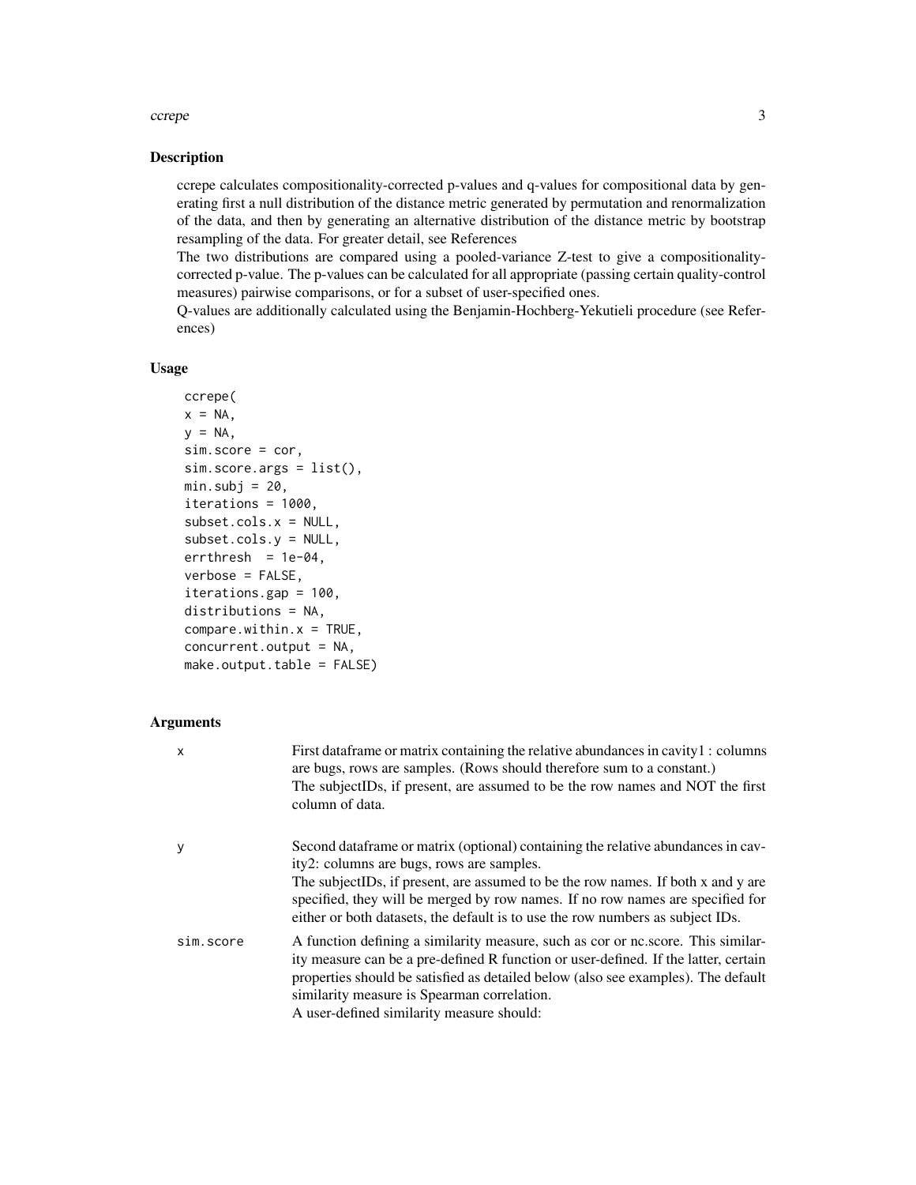## Description

ccrepe calculates compositionality-corrected p-values and q-values for compositional data by generating first a null distribution of the distance metric generated by permutation and renormalization of the data, and then by generating an alternative distribution of the distance metric by bootstrap resampling of the data. For greater detail, see References

The two distributions are compared using a pooled-variance Z-test to give a compositionality-corrected p-value. The p-values can be calculated for all appropriate (passing certain quality-control measures) pairwise comparisons, or for a subset of user-specified ones.

Q-values are additionally calculated using the Benjamin-Hochberg-Yekutieli procedure (see References)

## Usage

```
ccrepe(
x = NA,
y = NA,
sim.score = cor,
sim.score.args = list(),
min.subj = 20,
iterations = 1000,
subset.cols.x = NULL,
subset.cols.y = NULL,
errthresh  = 1e-04,
verbose = FALSE,
iterations.gap = 100,
distributions = NA,
compare.within.x = TRUE,
concurrent.output = NA,
make.output.table = FALSE)
```

## Arguments

| | |
|---|---|
| `x` | First dataframe or matrix containing the relative abundances in cavity1 : columns are bugs, rows are samples. (Rows should therefore sum to a constant.)<br>The subjectIDs, if present, are assumed to be the row names and NOT the first column of data. |
| `y` | Second dataframe or matrix (optional) containing the relative abundances in cavity2: columns are bugs, rows are samples.<br>The subjectIDs, if present, are assumed to be the row names. If both x and y are specified, they will be merged by row names. If no row names are specified for either or both datasets, the default is to use the row numbers as subject IDs. |
| `sim.score` | A function defining a similarity measure, such as cor or nc.score. This similarity measure can be a pre-defined R function or user-defined. If the latter, certain properties should be satisfied as detailed below (also see examples). The default similarity measure is Spearman correlation.<br>A user-defined similarity measure should: |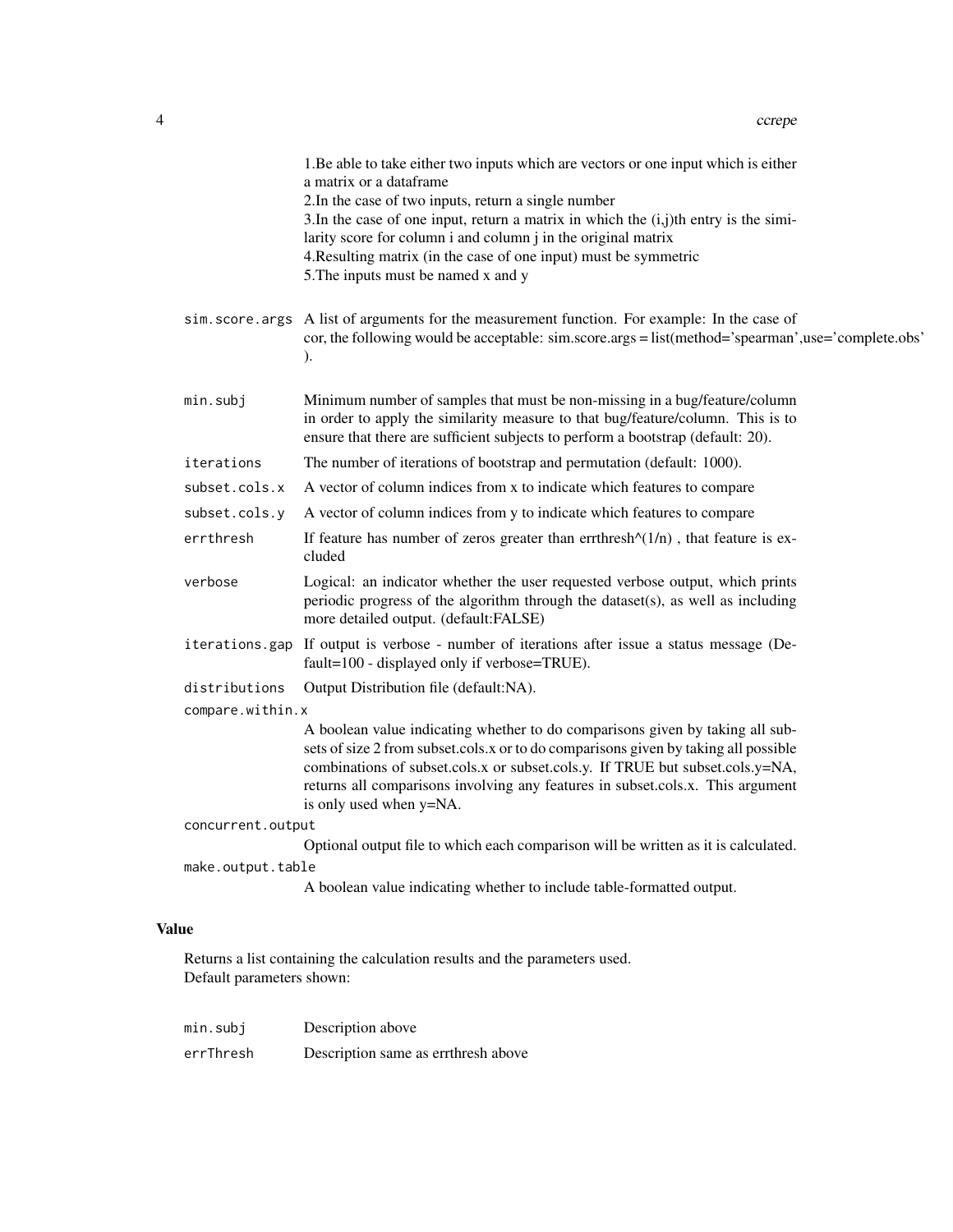1.Be able to take either two inputs which are vectors or one input which is either a matrix or a dataframe
2.In the case of two inputs, return a single number
3.In the case of one input, return a matrix in which the (i,j)th entry is the similarity score for column i and column j in the original matrix
4.Resulting matrix (in the case of one input) must be symmetric
5.The inputs must be named x and y

| | |
|---|---|
| `sim.score.args` | A list of arguments for the measurement function. For example: In the case of cor, the following would be acceptable: sim.score.args = list(method='spearman',use='complete.obs' ). |
| `min.subj` | Minimum number of samples that must be non-missing in a bug/feature/column in order to apply the similarity measure to that bug/feature/column. This is to ensure that there are sufficient subjects to perform a bootstrap (default: 20). |
| `iterations` | The number of iterations of bootstrap and permutation (default: 1000). |
| `subset.cols.x` | A vector of column indices from x to indicate which features to compare |
| `subset.cols.y` | A vector of column indices from y to indicate which features to compare |
| `errthresh` | If feature has number of zeros greater than errthresh^(1/n) , that feature is excluded |
| `verbose` | Logical: an indicator whether the user requested verbose output, which prints periodic progress of the algorithm through the dataset(s), as well as including more detailed output. (default:FALSE) |
| `iterations.gap` | If output is verbose - number of iterations after issue a status message (Default=100 - displayed only if verbose=TRUE). |
| `distributions` | Output Distribution file (default:NA). |
| `compare.within.x` | A boolean value indicating whether to do comparisons given by taking all subsets of size 2 from subset.cols.x or to do comparisons given by taking all possible combinations of subset.cols.x or subset.cols.y. If TRUE but subset.cols.y=NA, returns all comparisons involving any features in subset.cols.x. This argument is only used when y=NA. |
| `concurrent.output` | Optional output file to which each comparison will be written as it is calculated. |
| `make.output.table` | A boolean value indicating whether to include table-formatted output. |

## Value

Returns a list containing the calculation results and the parameters used.
Default parameters shown:

| | |
|---|---|
| `min.subj` | Description above |
| `errThresh` | Description same as errthresh above |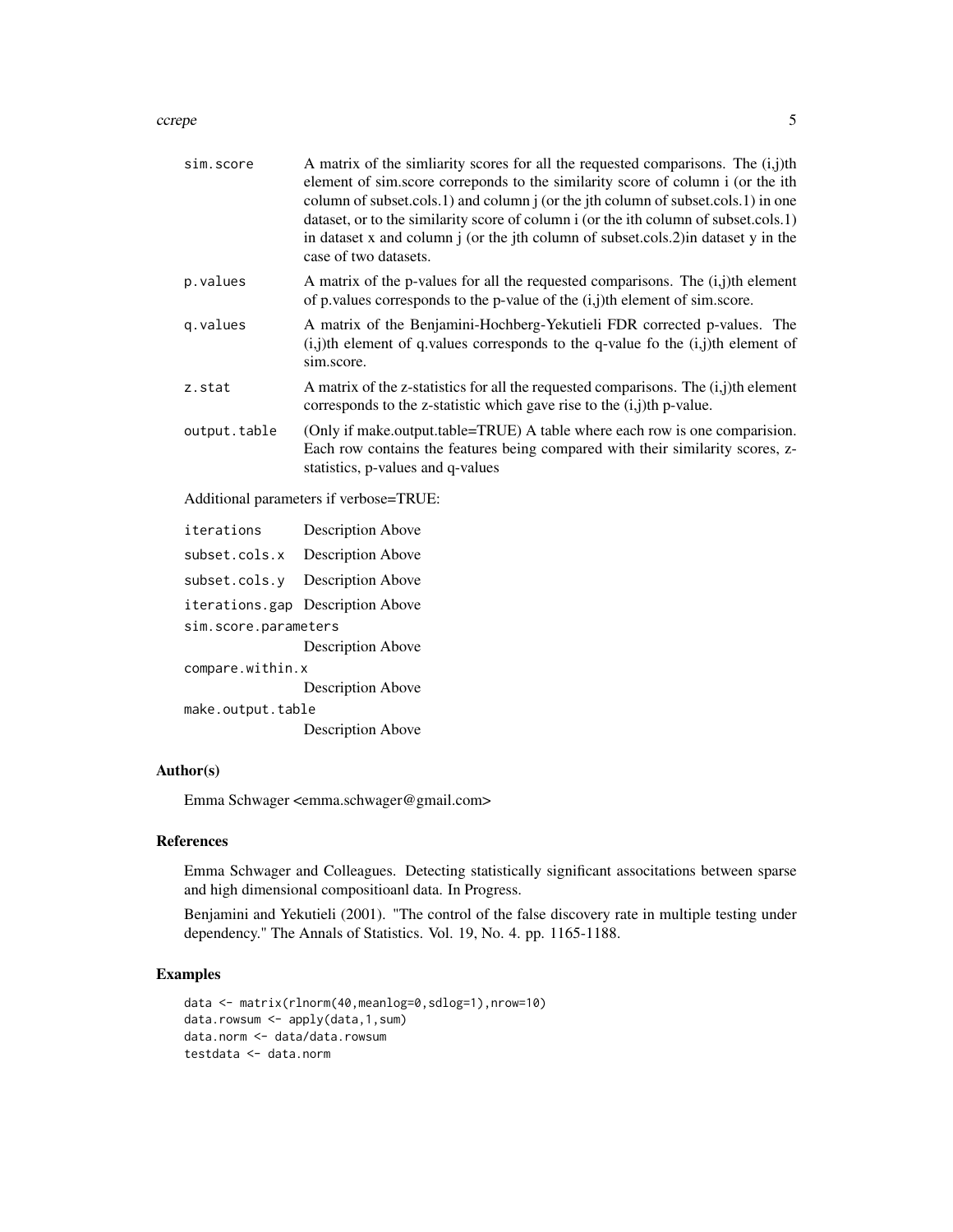sim.score
: A matrix of the simliarity scores for all the requested comparisons. The (i,j)th element of sim.score correponds to the similarity score of column i (or the ith column of subset.cols.1) and column j (or the jth column of subset.cols.1) in one dataset, or to the similarity score of column i (or the ith column of subset.cols.1) in dataset x and column j (or the jth column of subset.cols.2)in dataset y in the case of two datasets.

p.values
: A matrix of the p-values for all the requested comparisons. The (i,j)th element of p.values corresponds to the p-value of the (i,j)th element of sim.score.

q.values
: A matrix of the Benjamini-Hochberg-Yekutieli FDR corrected p-values. The (i,j)th element of q.values corresponds to the q-value fo the (i,j)th element of sim.score.

z.stat
: A matrix of the z-statistics for all the requested comparisons. The (i,j)th element corresponds to the z-statistic which gave rise to the (i,j)th p-value.

output.table
: (Only if make.output.table=TRUE) A table where each row is one comparision. Each row contains the features being compared with their similarity scores, z-statistics, p-values and q-values

Additional parameters if verbose=TRUE:

iterations
: Description Above

subset.cols.x
: Description Above

subset.cols.y
: Description Above

iterations.gap
: Description Above

sim.score.parameters
: Description Above

compare.within.x
: Description Above

make.output.table
: Description Above

## Author(s)

Emma Schwager <emma.schwager@gmail.com>

## References

Emma Schwager and Colleagues. Detecting statistically significant associtations between sparse and high dimensional compositioanl data. In Progress.

Benjamini and Yekutieli (2001). "The control of the false discovery rate in multiple testing under dependency." The Annals of Statistics. Vol. 19, No. 4. pp. 1165-1188.

## Examples

```
data <- matrix(rlnorm(40,meanlog=0,sdlog=1),nrow=10)
data.rowsum <- apply(data,1,sum)
data.norm <- data/data.rowsum
testdata <- data.norm
```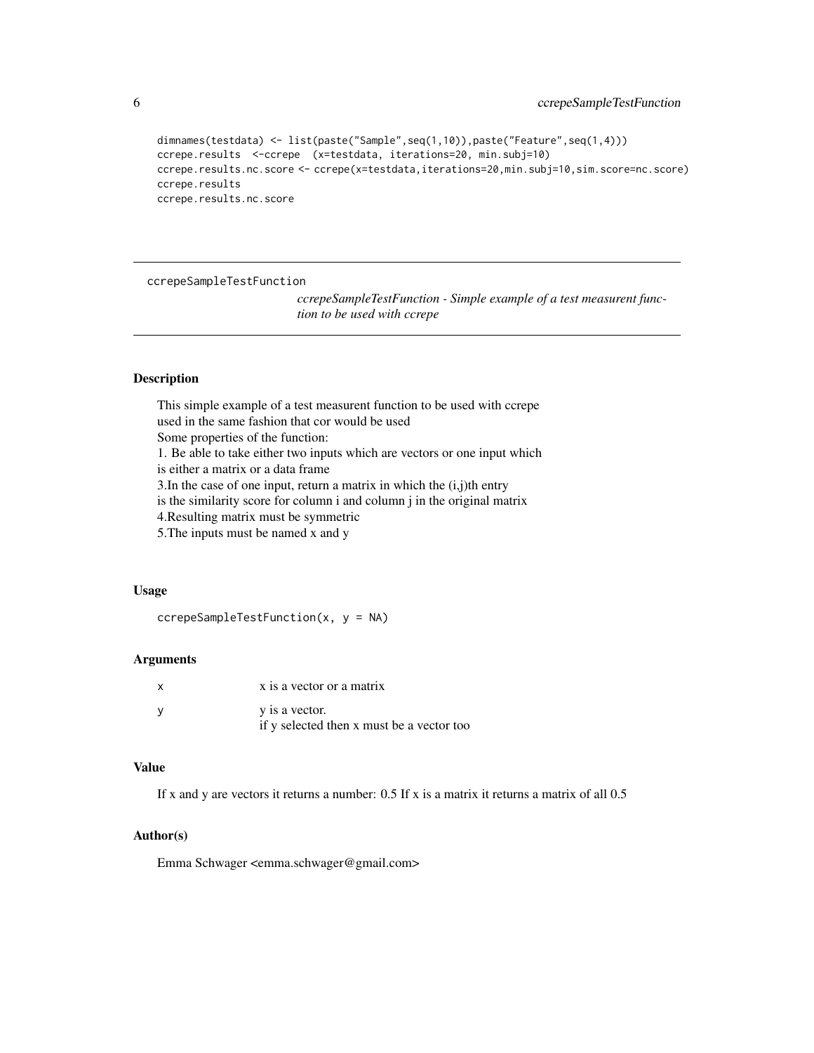```
dimnames(testdata) <- list(paste("Sample",seq(1,10)),paste("Feature",seq(1,4)))
ccrepe.results  <-ccrepe  (x=testdata, iterations=20, min.subj=10)
ccrepe.results.nc.score <- ccrepe(x=testdata,iterations=20,min.subj=10,sim.score=nc.score)
ccrepe.results
ccrepe.results.nc.score
```

---

## ccrepeSampleTestFunction

*ccrepeSampleTestFunction - Simple example of a test measurent function to be used with ccrepe*

---

### Description

This simple example of a test measurent function to be used with ccrepe
used in the same fashion that cor would be used
Some properties of the function:
1. Be able to take either two inputs which are vectors or one input which
is either a matrix or a data frame
3.In the case of one input, return a matrix in which the (i,j)th entry
is the similarity score for column i and column j in the original matrix
4.Resulting matrix must be symmetric
5.The inputs must be named x and y

### Usage

```
ccrepeSampleTestFunction(x, y = NA)
```

### Arguments

| | |
|---|---|
| x | x is a vector or a matrix |
| y | y is a vector.<br>if y selected then x must be a vector too |

### Value

If x and y are vectors it returns a number: 0.5 If x is a matrix it returns a matrix of all 0.5

### Author(s)

Emma Schwager <emma.schwager@gmail.com>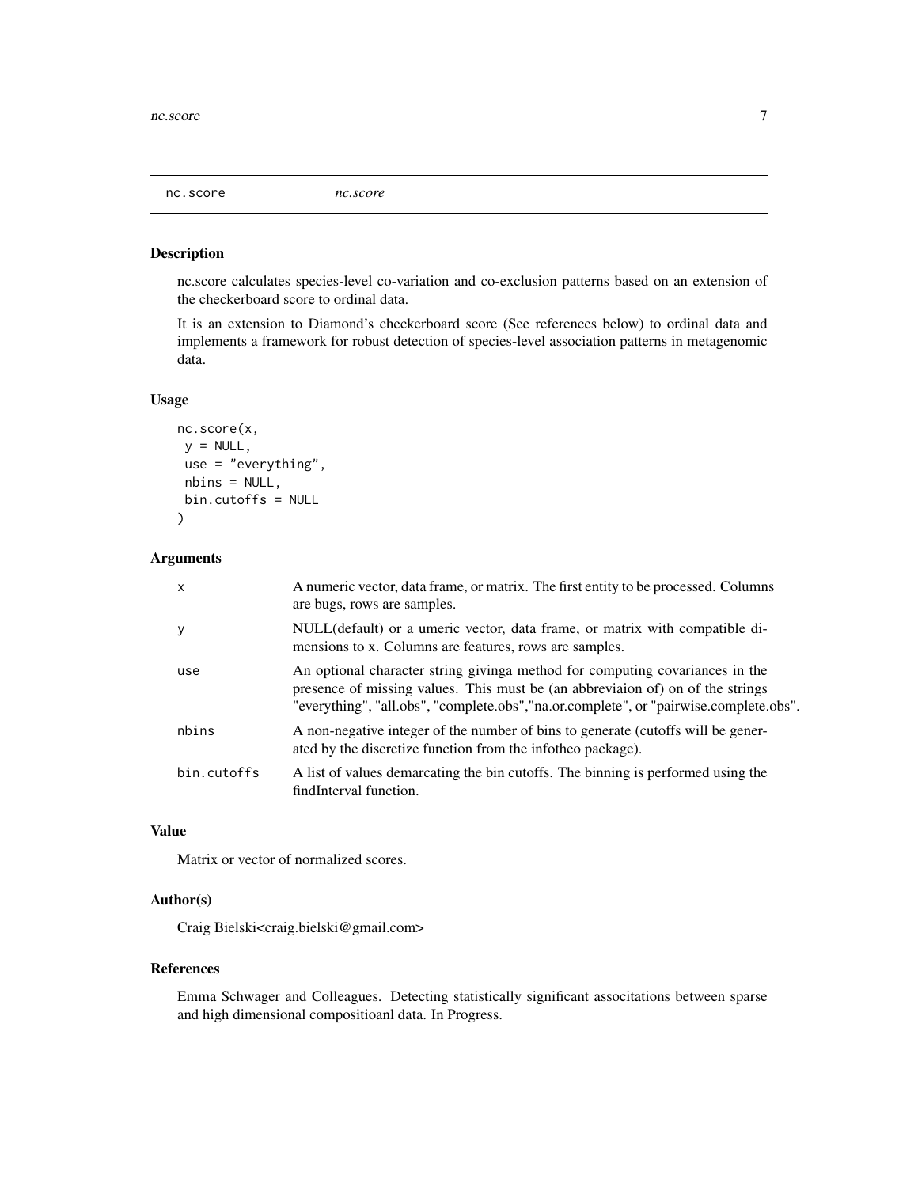nc.score *nc.score*

## Description

nc.score calculates species-level co-variation and co-exclusion patterns based on an extension of the checkerboard score to ordinal data.

It is an extension to Diamond's checkerboard score (See references below) to ordinal data and implements a framework for robust detection of species-level association patterns in metagenomic data.

## Usage

```
nc.score(x,
 y = NULL,
 use = "everything",
 nbins = NULL,
 bin.cutoffs = NULL
)
```

## Arguments

| | |
|---|---|
| x | A numeric vector, data frame, or matrix. The first entity to be processed. Columns are bugs, rows are samples. |
| y | NULL(default) or a umeric vector, data frame, or matrix with compatible dimensions to x. Columns are features, rows are samples. |
| use | An optional character string givinga method for computing covariances in the presence of missing values. This must be (an abbreviaion of) on of the strings "everything", "all.obs", "complete.obs","na.or.complete", or "pairwise.complete.obs". |
| nbins | A non-negative integer of the number of bins to generate (cutoffs will be generated by the discretize function from the infotheo package). |
| bin.cutoffs | A list of values demarcating the bin cutoffs. The binning is performed using the findInterval function. |

## Value

Matrix or vector of normalized scores.

## Author(s)

Craig Bielski<craig.bielski@gmail.com>

## References

Emma Schwager and Colleagues. Detecting statistically significant associtations between sparse and high dimensional compositioanl data. In Progress.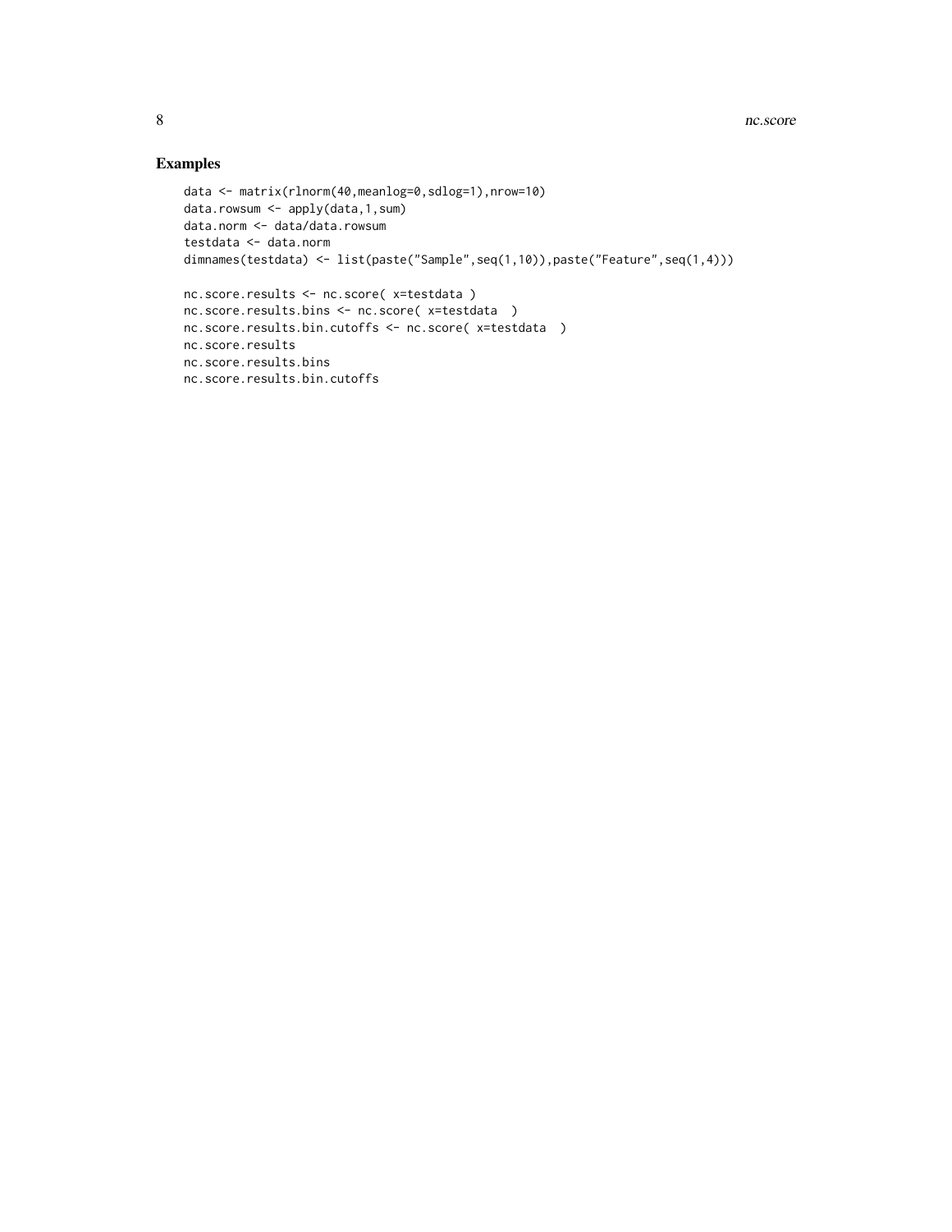## Examples

```
data <- matrix(rlnorm(40,meanlog=0,sdlog=1),nrow=10)
data.rowsum <- apply(data,1,sum)
data.norm <- data/data.rowsum
testdata <- data.norm
dimnames(testdata) <- list(paste("Sample",seq(1,10)),paste("Feature",seq(1,4)))

nc.score.results <- nc.score( x=testdata )
nc.score.results.bins <- nc.score( x=testdata  )
nc.score.results.bin.cutoffs <- nc.score( x=testdata  )
nc.score.results
nc.score.results.bins
nc.score.results.bin.cutoffs
```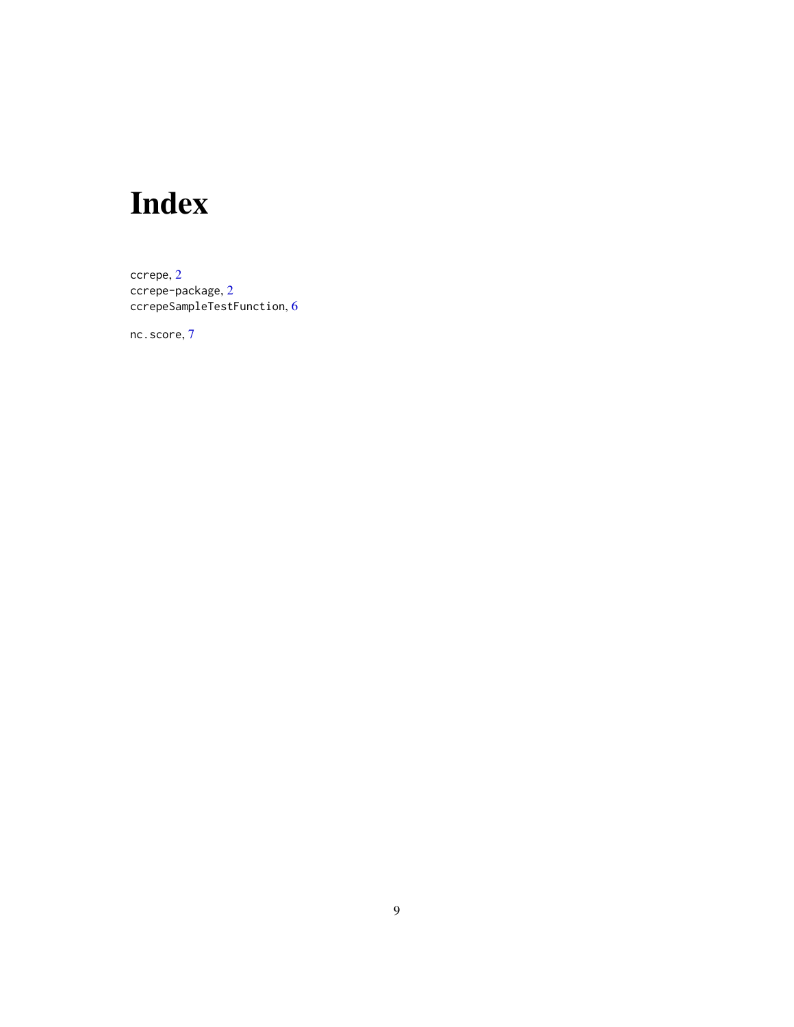# Index

ccrepe, 2
ccrepe-package, 2
ccrepeSampleTestFunction, 6

nc.score, 7